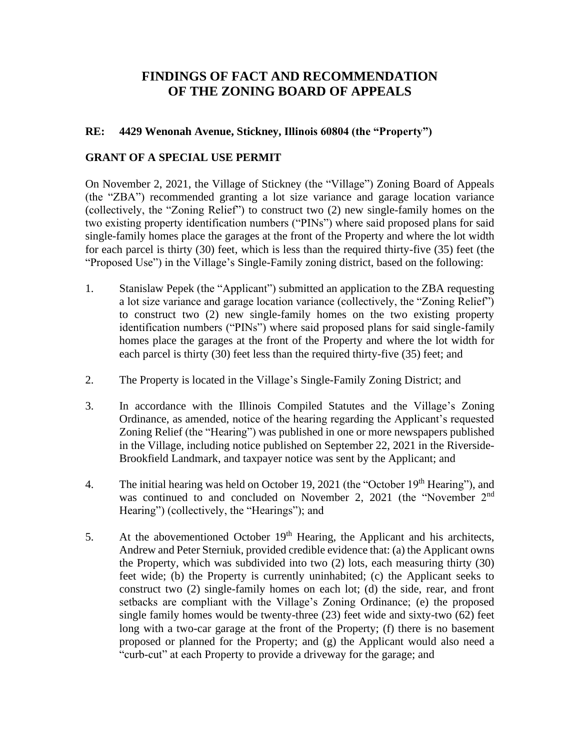# FINDINGS OF FACT AND RECOMMENDATION OF THE ZONING BOARD OF APPEALS

**RE: 4429 Wenonah Avenue, Stickney, Illinois 60804 (the "Property")**

**GRANT OF A SPECIAL USE PERMIT**

On November 2, 2021, the Village of Stickney (the "Village") Zoning Board of Appeals (the "ZBA") recommended granting a lot size variance and garage location variance (collectively, the "Zoning Relief") to construct two (2) new single-family homes on the two existing property identification numbers ("PINs") where said proposed plans for said single-family homes place the garages at the front of the Property and where the lot width for each parcel is thirty (30) feet, which is less than the required thirty-five (35) feet (the "Proposed Use") in the Village's Single-Family zoning district, based on the following:

1. Stanislaw Pepek (the "Applicant") submitted an application to the ZBA requesting a lot size variance and garage location variance (collectively, the "Zoning Relief") to construct two (2) new single-family homes on the two existing property identification numbers ("PINs") where said proposed plans for said single-family homes place the garages at the front of the Property and where the lot width for each parcel is thirty (30) feet less than the required thirty-five (35) feet; and

2. The Property is located in the Village's Single-Family Zoning District; and

3. In accordance with the Illinois Compiled Statutes and the Village's Zoning Ordinance, as amended, notice of the hearing regarding the Applicant's requested Zoning Relief (the "Hearing") was published in one or more newspapers published in the Village, including notice published on September 22, 2021 in the Riverside-Brookfield Landmark, and taxpayer notice was sent by the Applicant; and

4. The initial hearing was held on October 19, 2021 (the "October 19th Hearing"), and was continued to and concluded on November 2, 2021 (the "November 2nd Hearing") (collectively, the "Hearings"); and

5. At the abovementioned October 19th Hearing, the Applicant and his architects, Andrew and Peter Sterniuk, provided credible evidence that: (a) the Applicant owns the Property, which was subdivided into two (2) lots, each measuring thirty (30) feet wide; (b) the Property is currently uninhabited; (c) the Applicant seeks to construct two (2) single-family homes on each lot; (d) the side, rear, and front setbacks are compliant with the Village's Zoning Ordinance; (e) the proposed single family homes would be twenty-three (23) feet wide and sixty-two (62) feet long with a two-car garage at the front of the Property; (f) there is no basement proposed or planned for the Property; and (g) the Applicant would also need a "curb-cut" at each Property to provide a driveway for the garage; and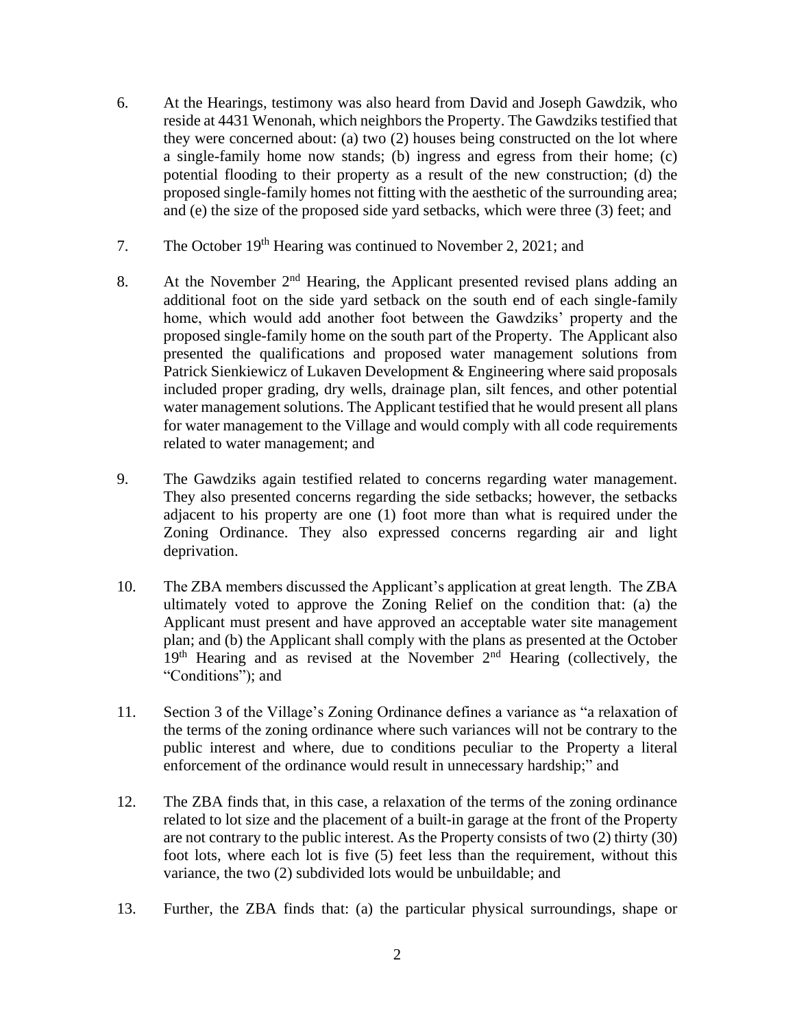6. At the Hearings, testimony was also heard from David and Joseph Gawdzik, who reside at 4431 Wenonah, which neighbors the Property. The Gawdziks testified that they were concerned about: (a) two (2) houses being constructed on the lot where a single-family home now stands; (b) ingress and egress from their home; (c) potential flooding to their property as a result of the new construction; (d) the proposed single-family homes not fitting with the aesthetic of the surrounding area; and (e) the size of the proposed side yard setbacks, which were three (3) feet; and

7. The October 19th Hearing was continued to November 2, 2021; and

8. At the November 2nd Hearing, the Applicant presented revised plans adding an additional foot on the side yard setback on the south end of each single-family home, which would add another foot between the Gawdziks' property and the proposed single-family home on the south part of the Property. The Applicant also presented the qualifications and proposed water management solutions from Patrick Sienkiewicz of Lukaven Development & Engineering where said proposals included proper grading, dry wells, drainage plan, silt fences, and other potential water management solutions. The Applicant testified that he would present all plans for water management to the Village and would comply with all code requirements related to water management; and

9. The Gawdziks again testified related to concerns regarding water management. They also presented concerns regarding the side setbacks; however, the setbacks adjacent to his property are one (1) foot more than what is required under the Zoning Ordinance. They also expressed concerns regarding air and light deprivation.

10. The ZBA members discussed the Applicant's application at great length. The ZBA ultimately voted to approve the Zoning Relief on the condition that: (a) the Applicant must present and have approved an acceptable water site management plan; and (b) the Applicant shall comply with the plans as presented at the October 19th Hearing and as revised at the November 2nd Hearing (collectively, the "Conditions"); and

11. Section 3 of the Village's Zoning Ordinance defines a variance as "a relaxation of the terms of the zoning ordinance where such variances will not be contrary to the public interest and where, due to conditions peculiar to the Property a literal enforcement of the ordinance would result in unnecessary hardship;" and

12. The ZBA finds that, in this case, a relaxation of the terms of the zoning ordinance related to lot size and the placement of a built-in garage at the front of the Property are not contrary to the public interest. As the Property consists of two (2) thirty (30) foot lots, where each lot is five (5) feet less than the requirement, without this variance, the two (2) subdivided lots would be unbuildable; and

13. Further, the ZBA finds that: (a) the particular physical surroundings, shape or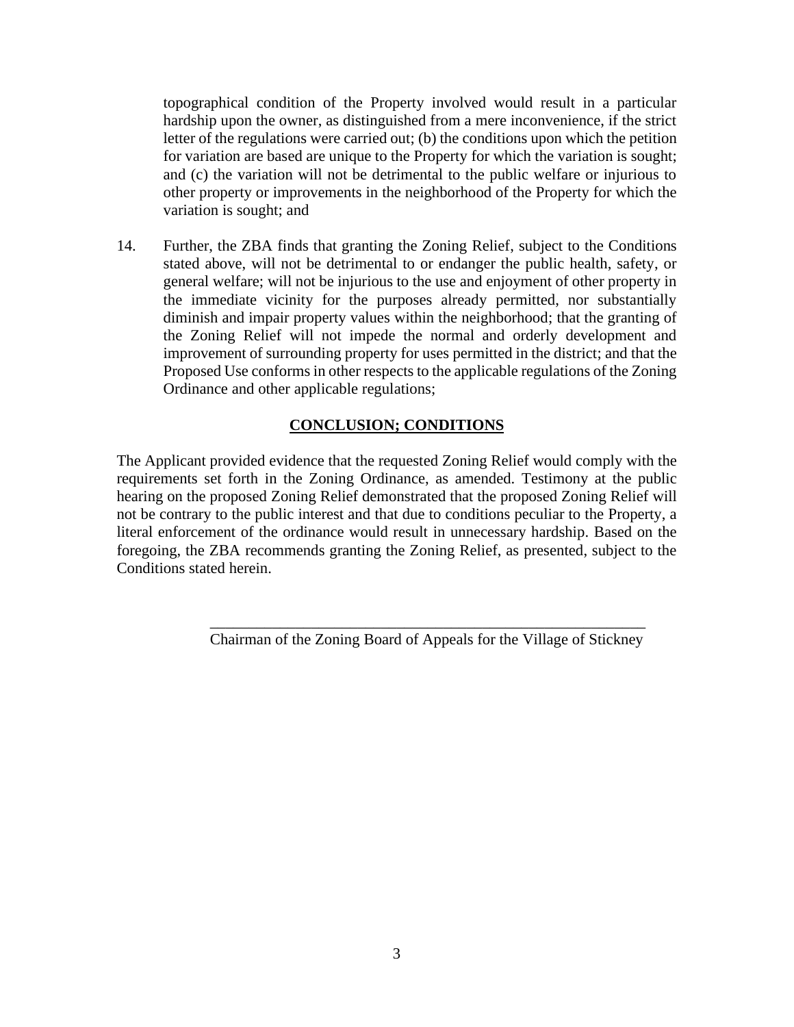topographical condition of the Property involved would result in a particular hardship upon the owner, as distinguished from a mere inconvenience, if the strict letter of the regulations were carried out; (b) the conditions upon which the petition for variation are based are unique to the Property for which the variation is sought; and (c) the variation will not be detrimental to the public welfare or injurious to other property or improvements in the neighborhood of the Property for which the variation is sought; and

14. Further, the ZBA finds that granting the Zoning Relief, subject to the Conditions stated above, will not be detrimental to or endanger the public health, safety, or general welfare; will not be injurious to the use and enjoyment of other property in the immediate vicinity for the purposes already permitted, nor substantially diminish and impair property values within the neighborhood; that the granting of the Zoning Relief will not impede the normal and orderly development and improvement of surrounding property for uses permitted in the district; and that the Proposed Use conforms in other respects to the applicable regulations of the Zoning Ordinance and other applicable regulations;

## **CONCLUSION; CONDITIONS**

The Applicant provided evidence that the requested Zoning Relief would comply with the requirements set forth in the Zoning Ordinance, as amended. Testimony at the public hearing on the proposed Zoning Relief demonstrated that the proposed Zoning Relief will not be contrary to the public interest and that due to conditions peculiar to the Property, a literal enforcement of the ordinance would result in unnecessary hardship. Based on the foregoing, the ZBA recommends granting the Zoning Relief, as presented, subject to the Conditions stated herein.

\_\_\_\_\_\_\_\_\_\_\_\_\_\_\_\_\_\_\_\_\_\_\_\_\_\_\_\_\_\_\_\_\_\_\_\_\_\_\_\_\_\_\_\_\_\_\_\_\_\_\_\_\_\_\_\_

Chairman of the Zoning Board of Appeals for the Village of Stickney